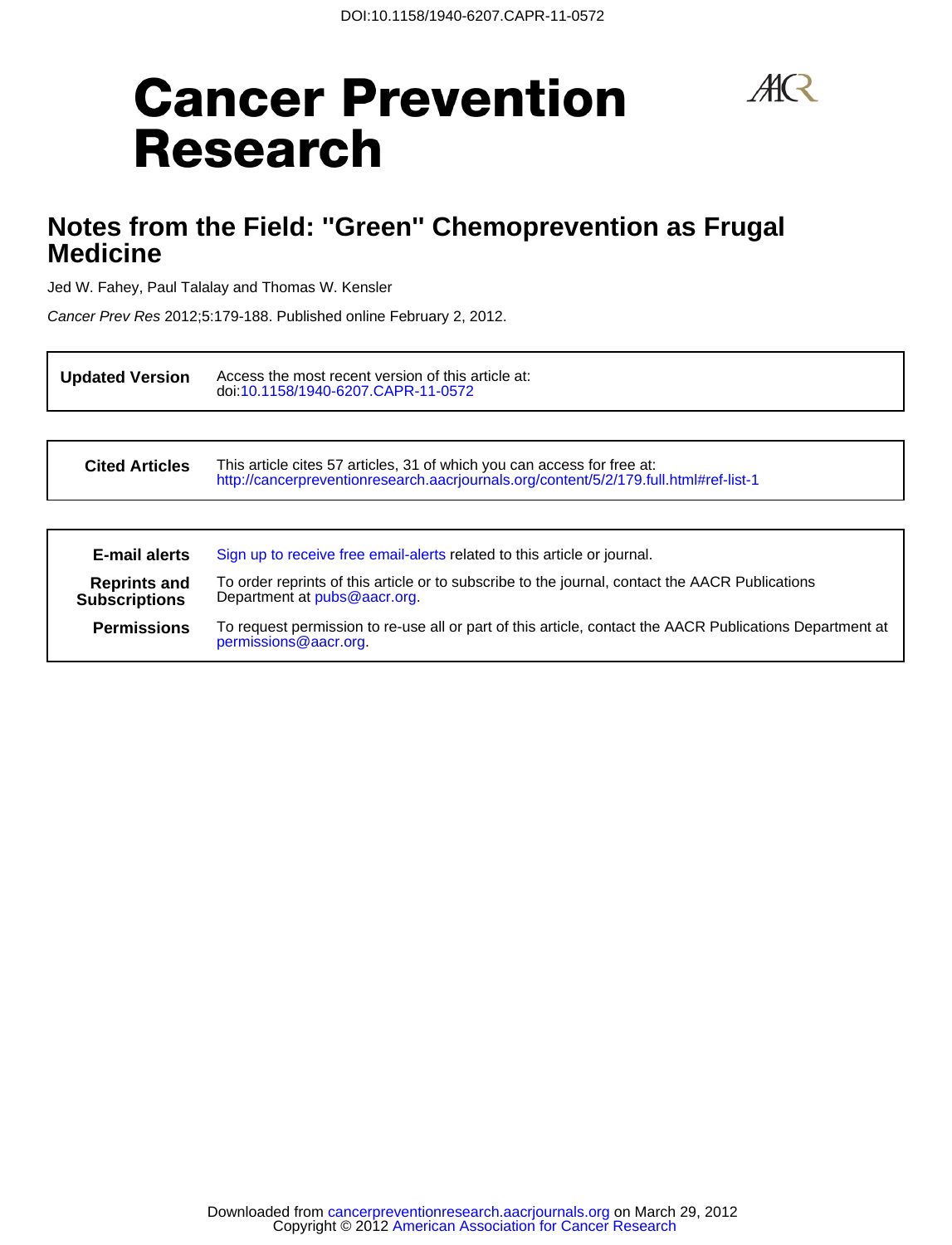DOI:10.1158/1940-6207.CAPR-11-0572

# Cancer Prevention Research

## Notes from the Field: "Green" Chemoprevention as Frugal Medicine

Jed W. Fahey, Paul Talalay and Thomas W. Kensler

*Cancer Prev Res* 2012;5:179-188. Published online February 2, 2012.

| | |
|---|---|
| **Updated Version** | Access the most recent version of this article at: doi:10.1158/1940-6207.CAPR-11-0572 |

| | |
|---|---|
| **Cited Articles** | This article cites 57 articles, 31 of which you can access for free at: http://cancerpreventionresearch.aacrjournals.org/content/5/2/179.full.html#ref-list-1 |

| | |
|---|---|
| **E-mail alerts** | Sign up to receive free email-alerts related to this article or journal. |
| **Reprints and Subscriptions** | To order reprints of this article or to subscribe to the journal, contact the AACR Publications Department at pubs@aacr.org. |
| **Permissions** | To request permission to re-use all or part of this article, contact the AACR Publications Department at permissions@aacr.org. |

Downloaded from cancerpreventionresearch.aacrjournals.org on March 29, 2012
Copyright © 2012 American Association for Cancer Research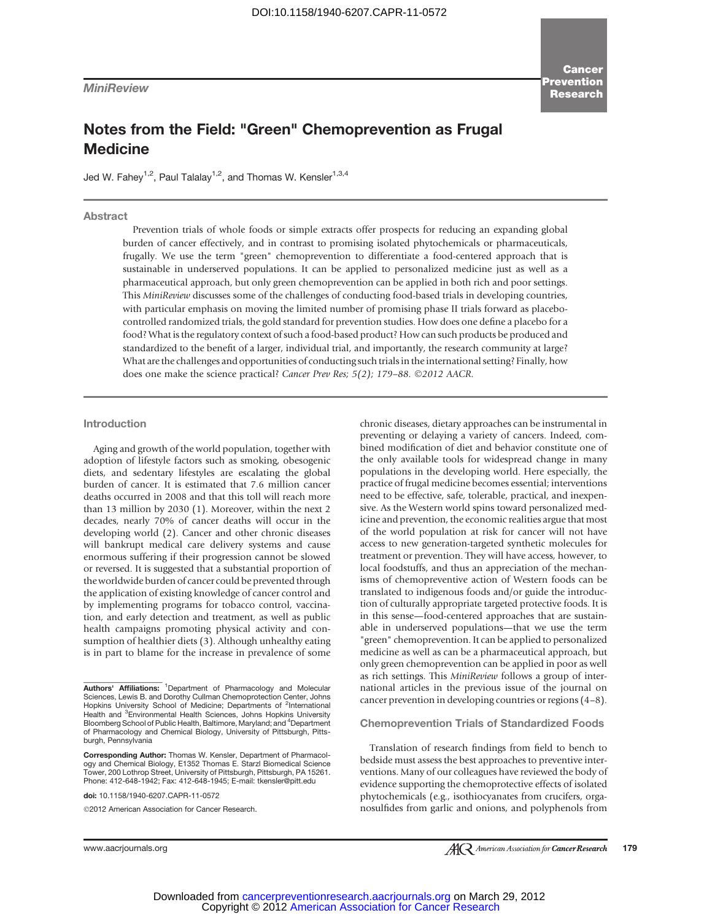MiniReview

# Notes from the Field: "Green" Chemoprevention as Frugal Medicine

Jed W. Fahey[1,2], Paul Talalay[1,2], and Thomas W. Kensler[1,3,4]

## Abstract

Prevention trials of whole foods or simple extracts offer prospects for reducing an expanding global burden of cancer effectively, and in contrast to promising isolated phytochemicals or pharmaceuticals, frugally. We use the term "green" chemoprevention to differentiate a food-centered approach that is sustainable in underserved populations. It can be applied to personalized medicine just as well as a pharmaceutical approach, but only green chemoprevention can be applied in both rich and poor settings. This *MiniReview* discusses some of the challenges of conducting food-based trials in developing countries, with particular emphasis on moving the limited number of promising phase II trials forward as placebo-controlled randomized trials, the gold standard for prevention studies. How does one define a placebo for a food? What is the regulatory context of such a food-based product? How can such products be produced and standardized to the benefit of a larger, individual trial, and importantly, the research community at large? What are the challenges and opportunities of conducting such trials in the international setting? Finally, how does one make the science practical? *Cancer Prev Res; 5(2); 179–88. ©2012 AACR.*

## Introduction

Aging and growth of the world population, together with adoption of lifestyle factors such as smoking, obesogenic diets, and sedentary lifestyles are escalating the global burden of cancer. It is estimated that 7.6 million cancer deaths occurred in 2008 and that this toll will reach more than 13 million by 2030 (1). Moreover, within the next 2 decades, nearly 70% of cancer deaths will occur in the developing world (2). Cancer and other chronic diseases will bankrupt medical care delivery systems and cause enormous suffering if their progression cannot be slowed or reversed. It is suggested that a substantial proportion of the worldwide burden of cancer could be prevented through the application of existing knowledge of cancer control and by implementing programs for tobacco control, vaccination, and early detection and treatment, as well as public health campaigns promoting physical activity and consumption of healthier diets (3). Although unhealthy eating is in part to blame for the increase in prevalence of some chronic diseases, dietary approaches can be instrumental in preventing or delaying a variety of cancers. Indeed, combined modification of diet and behavior constitute one of the only available tools for widespread change in many populations in the developing world. Here especially, the practice of frugal medicine becomes essential; interventions need to be effective, safe, tolerable, practical, and inexpensive. As the Western world spins toward personalized medicine and prevention, the economic realities argue that most of the world population at risk for cancer will not have access to new generation-targeted synthetic molecules for treatment or prevention. They will have access, however, to local foodstuffs, and thus an appreciation of the mechanisms of chemopreventive action of Western foods can be translated to indigenous foods and/or guide the introduction of culturally appropriate targeted protective foods. It is in this sense—food-centered approaches that are sustainable in underserved populations—that we use the term "green" chemoprevention. It can be applied to personalized medicine as well as can be a pharmaceutical approach, but only green chemoprevention can be applied in poor as well as rich settings. This *MiniReview* follows a group of international articles in the previous issue of the journal on cancer prevention in developing countries or regions (4–8).

### Chemoprevention Trials of Standardized Foods

Translation of research findings from field to bench to bedside must assess the best approaches to preventive interventions. Many of our colleagues have reviewed the body of evidence supporting the chemoprotective effects of isolated phytochemicals (e.g., isothiocyanates from crucifers, organosulfides from garlic and onions, and polyphenols from

---

**Authors' Affiliations:** [1]Department of Pharmacology and Molecular Sciences, Lewis B. and Dorothy Cullman Chemoprotection Center, Johns Hopkins University School of Medicine; Departments of [2]International Health and [3]Environmental Health Sciences, Johns Hopkins University Bloomberg School of Public Health, Baltimore, Maryland; and [4]Department of Pharmacology and Chemical Biology, University of Pittsburgh, Pittsburgh, Pennsylvania

**Corresponding Author:** Thomas W. Kensler, Department of Pharmacology and Chemical Biology, E1352 Thomas E. Starzl Biomedical Science Tower, 200 Lothrop Street, University of Pittsburgh, Pittsburgh, PA 15261. Phone: 412-648-1942; Fax: 412-648-1945; E-mail: tkensler@pitt.edu

**doi:** 10.1158/1940-6207.CAPR-11-0572

©2012 American Association for Cancer Research.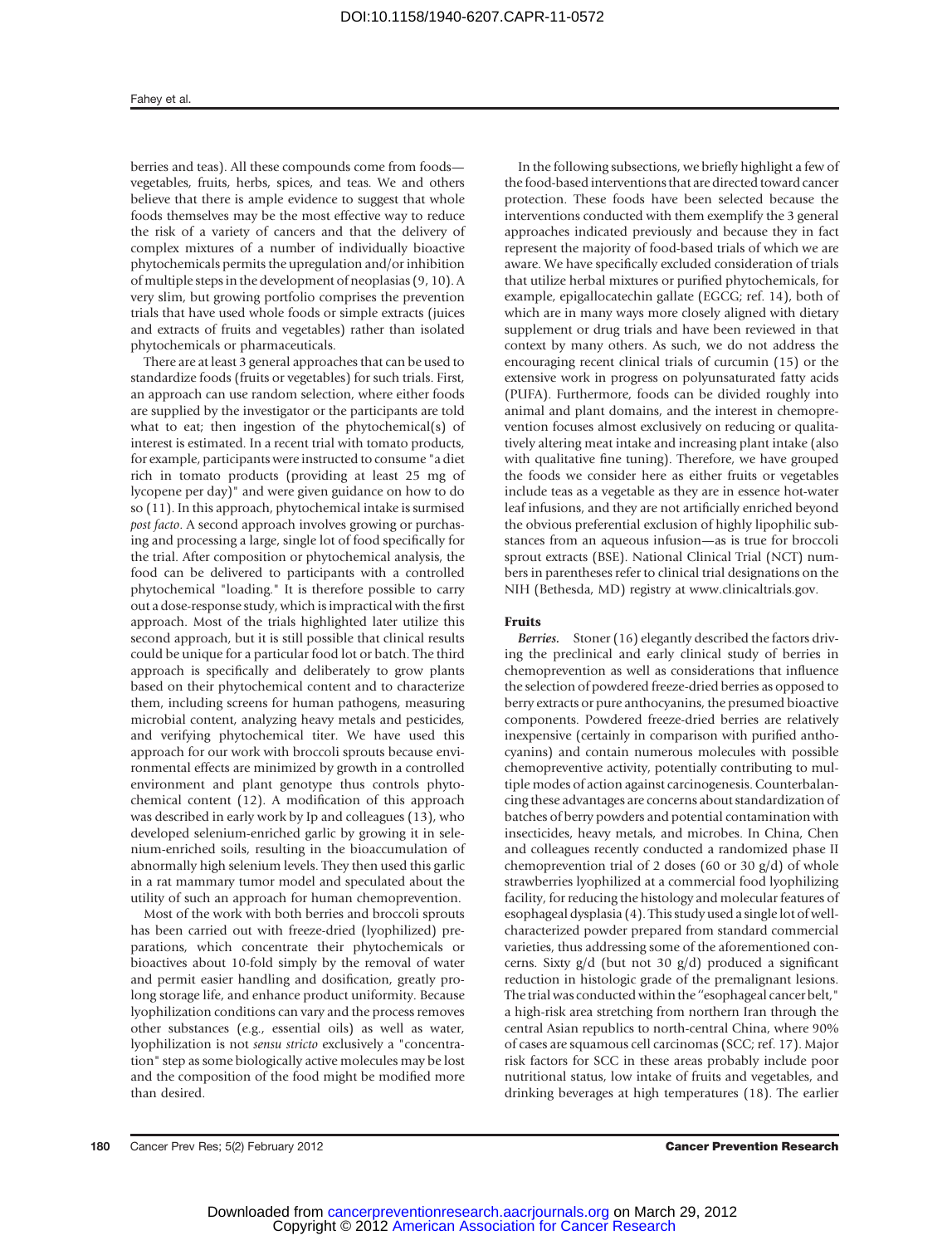berries and teas). All these compounds come from foods—vegetables, fruits, herbs, spices, and teas. We and others believe that there is ample evidence to suggest that whole foods themselves may be the most effective way to reduce the risk of a variety of cancers and that the delivery of complex mixtures of a number of individually bioactive phytochemicals permits the upregulation and/or inhibition of multiple steps in the development of neoplasias (9, 10). A very slim, but growing portfolio comprises the prevention trials that have used whole foods or simple extracts (juices and extracts of fruits and vegetables) rather than isolated phytochemicals or pharmaceuticals.

There are at least 3 general approaches that can be used to standardize foods (fruits or vegetables) for such trials. First, an approach can use random selection, where either foods are supplied by the investigator or the participants are told what to eat; then ingestion of the phytochemical(s) of interest is estimated. In a recent trial with tomato products, for example, participants were instructed to consume "a diet rich in tomato products (providing at least 25 mg of lycopene per day)" and were given guidance on how to do so (11). In this approach, phytochemical intake is surmised *post facto*. A second approach involves growing or purchasing and processing a large, single lot of food specifically for the trial. After composition or phytochemical analysis, the food can be delivered to participants with a controlled phytochemical "loading." It is therefore possible to carry out a dose-response study, which is impractical with the first approach. Most of the trials highlighted later utilize this second approach, but it is still possible that clinical results could be unique for a particular food lot or batch. The third approach is specifically and deliberately to grow plants based on their phytochemical content and to characterize them, including screens for human pathogens, measuring microbial content, analyzing heavy metals and pesticides, and verifying phytochemical titer. We have used this approach for our work with broccoli sprouts because environmental effects are minimized by growth in a controlled environment and plant genotype thus controls phytochemical content (12). A modification of this approach was described in early work by Ip and colleagues (13), who developed selenium-enriched garlic by growing it in selenium-enriched soils, resulting in the bioaccumulation of abnormally high selenium levels. They then used this garlic in a rat mammary tumor model and speculated about the utility of such an approach for human chemoprevention.

Most of the work with both berries and broccoli sprouts has been carried out with freeze-dried (lyophilized) preparations, which concentrate their phytochemicals or bioactives about 10-fold simply by the removal of water and permit easier handling and dosification, greatly prolong storage life, and enhance product uniformity. Because lyophilization conditions can vary and the process removes other substances (e.g., essential oils) as well as water, lyophilization is not *sensu stricto* exclusively a "concentration" step as some biologically active molecules may be lost and the composition of the food might be modified more than desired.

In the following subsections, we briefly highlight a few of the food-based interventions that are directed toward cancer protection. These foods have been selected because the interventions conducted with them exemplify the 3 general approaches indicated previously and because they in fact represent the majority of food-based trials of which we are aware. We have specifically excluded consideration of trials that utilize herbal mixtures or purified phytochemicals, for example, epigallocatechin gallate (EGCG; ref. 14), both of which are in many ways more closely aligned with dietary supplement or drug trials and have been reviewed in that context by many others. As such, we do not address the encouraging recent clinical trials of curcumin (15) or the extensive work in progress on polyunsaturated fatty acids (PUFA). Furthermore, foods can be divided roughly into animal and plant domains, and the interest in chemoprevention focuses almost exclusively on reducing or qualitatively altering meat intake and increasing plant intake (also with qualitative fine tuning). Therefore, we have grouped the foods we consider here as either fruits or vegetables include teas as a vegetable as they are in essence hot-water leaf infusions, and they are not artificially enriched beyond the obvious preferential exclusion of highly lipophilic substances from an aqueous infusion—as is true for broccoli sprout extracts (BSE). National Clinical Trial (NCT) numbers in parentheses refer to clinical trial designations on the NIH (Bethesda, MD) registry at www.clinicaltrials.gov.

## Fruits

***Berries.*** Stoner (16) elegantly described the factors driving the preclinical and early clinical study of berries in chemoprevention as well as considerations that influence the selection of powdered freeze-dried berries as opposed to berry extracts or pure anthocyanins, the presumed bioactive components. Powdered freeze-dried berries are relatively inexpensive (certainly in comparison with purified anthocyanins) and contain numerous molecules with possible chemopreventive activity, potentially contributing to multiple modes of action against carcinogenesis. Counterbalancing these advantages are concerns about standardization of batches of berry powders and potential contamination with insecticides, heavy metals, and microbes. In China, Chen and colleagues recently conducted a randomized phase II chemoprevention trial of 2 doses (60 or 30 g/d) of whole strawberries lyophilized at a commercial food lyophilizing facility, for reducing the histology and molecular features of esophageal dysplasia (4). This study used a single lot of well-characterized powder prepared from standard commercial varieties, thus addressing some of the aforementioned concerns. Sixty g/d (but not 30 g/d) produced a significant reduction in histologic grade of the premalignant lesions. The trial was conducted within the "esophageal cancer belt," a high-risk area stretching from northern Iran through the central Asian republics to north-central China, where 90% of cases are squamous cell carcinomas (SCC; ref. 17). Major risk factors for SCC in these areas probably include poor nutritional status, low intake of fruits and vegetables, and drinking beverages at high temperatures (18). The earlier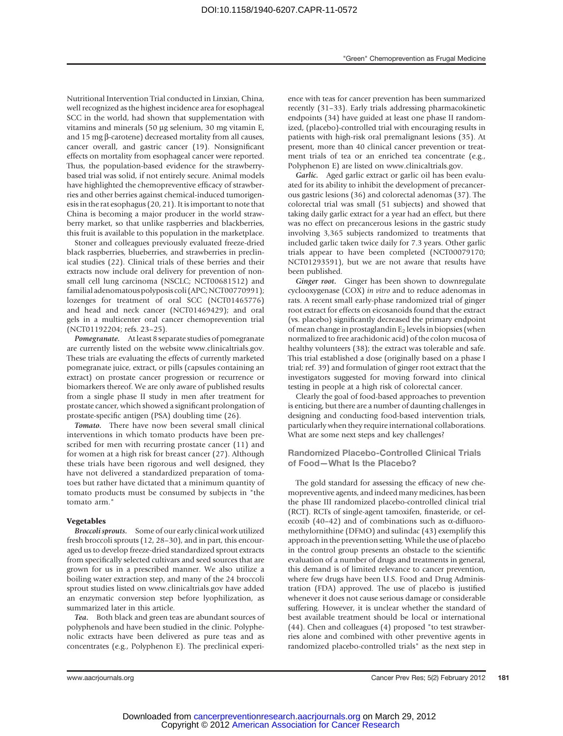Nutritional Intervention Trial conducted in Linxian, China, well recognized as the highest incidence area for esophageal SCC in the world, had shown that supplementation with vitamins and minerals (50 μg selenium, 30 mg vitamin E, and 15 mg β-carotene) decreased mortality from all causes, cancer overall, and gastric cancer (19). Nonsignificant effects on mortality from esophageal cancer were reported. Thus, the population-based evidence for the strawberry-based trial was solid, if not entirely secure. Animal models have highlighted the chemopreventive efficacy of strawberries and other berries against chemical-induced tumorigenesis in the rat esophagus (20, 21). It is important to note that China is becoming a major producer in the world strawberry market, so that unlike raspberries and blackberries, this fruit is available to this population in the marketplace.

Stoner and colleagues previously evaluated freeze-dried black raspberries, blueberries, and strawberries in preclinical studies (22). Clinical trials of these berries and their extracts now include oral delivery for prevention of non-small cell lung carcinoma (NSCLC; NCT00681512) and familial adenomatous polyposis coli (APC; NCT00770991); lozenges for treatment of oral SCC (NCT01465776) and head and neck cancer (NCT01469429); and oral gels in a multicenter oral cancer chemoprevention trial (NCT01192204; refs. 23–25).

***Pomegranate.*** At least 8 separate studies of pomegranate are currently listed on the website www.clinicaltrials.gov. These trials are evaluating the effects of currently marketed pomegranate juice, extract, or pills (capsules containing an extract) on prostate cancer progression or recurrence or biomarkers thereof. We are only aware of published results from a single phase II study in men after treatment for prostate cancer, which showed a significant prolongation of prostate-specific antigen (PSA) doubling time (26).

***Tomato.*** There have now been several small clinical interventions in which tomato products have been prescribed for men with recurring prostate cancer (11) and for women at a high risk for breast cancer (27). Although these trials have been rigorous and well designed, they have not delivered a standardized preparation of tomatoes but rather have dictated that a minimum quantity of tomato products must be consumed by subjects in "the tomato arm."

#### Vegetables

***Broccoli sprouts.*** Some of our early clinical work utilized fresh broccoli sprouts (12, 28–30), and in part, this encouraged us to develop freeze-dried standardized sprout extracts from specifically selected cultivars and seed sources that are grown for us in a prescribed manner. We also utilize a boiling water extraction step, and many of the 24 broccoli sprout studies listed on www.clinicaltrials.gov have added an enzymatic conversion step before lyophilization, as summarized later in this article.

***Tea.*** Both black and green teas are abundant sources of polyphenols and have been studied in the clinic. Polyphenolic extracts have been delivered as pure teas and as concentrates (e.g., Polyphenon E). The preclinical experience with teas for cancer prevention has been summarized recently (31–33). Early trials addressing pharmacokinetic endpoints (34) have guided at least one phase II randomized, (placebo)-controlled trial with encouraging results in patients with high-risk oral premalignant lesions (35). At present, more than 40 clinical cancer prevention or treatment trials of tea or an enriched tea concentrate (e.g., Polyphenon E) are listed on www.clinicaltrials.gov.

***Garlic.*** Aged garlic extract or garlic oil has been evaluated for its ability to inhibit the development of precancerous gastric lesions (36) and colorectal adenomas (37). The colorectal trial was small (51 subjects) and showed that taking daily garlic extract for a year had an effect, but there was no effect on precancerous lesions in the gastric study involving 3,365 subjects randomized to treatments that included garlic taken twice daily for 7.3 years. Other garlic trials appear to have been completed (NCT00079170; NCT01293591), but we are not aware that results have been published.

***Ginger root.*** Ginger has been shown to downregulate cyclooxygenase (COX) *in vitro* and to reduce adenomas in rats. A recent small early-phase randomized trial of ginger root extract for effects on eicosanoids found that the extract (vs. placebo) significantly decreased the primary endpoint of mean change in prostaglandin $E_2$ levels in biopsies (when normalized to free arachidonic acid) of the colon mucosa of healthy volunteers (38); the extract was tolerable and safe. This trial established a dose (originally based on a phase I trial; ref. 39) and formulation of ginger root extract that the investigators suggested for moving forward into clinical testing in people at a high risk of colorectal cancer.

Clearly the goal of food-based approaches to prevention is enticing, but there are a number of daunting challenges in designing and conducting food-based intervention trials, particularly when they require international collaborations. What are some next steps and key challenges?

## Randomized Placebo-Controlled Clinical Trials of Food—What Is the Placebo?

The gold standard for assessing the efficacy of new chemopreventive agents, and indeed many medicines, has been the phase III randomized placebo-controlled clinical trial (RCT). RCTs of single-agent tamoxifen, finasteride, or celecoxib (40–42) and of combinations such as α-difluoromethylornithine (DFMO) and sulindac (43) exemplify this approach in the prevention setting. While the use of placebo in the control group presents an obstacle to the scientific evaluation of a number of drugs and treatments in general, this demand is of limited relevance to cancer prevention, where few drugs have been U.S. Food and Drug Administration (FDA) approved. The use of placebo is justified whenever it does not cause serious damage or considerable suffering. However, it is unclear whether the standard of best available treatment should be local or international (44). Chen and colleagues (4) proposed "to test strawberries alone and combined with other preventive agents in randomized placebo-controlled trials" as the next step in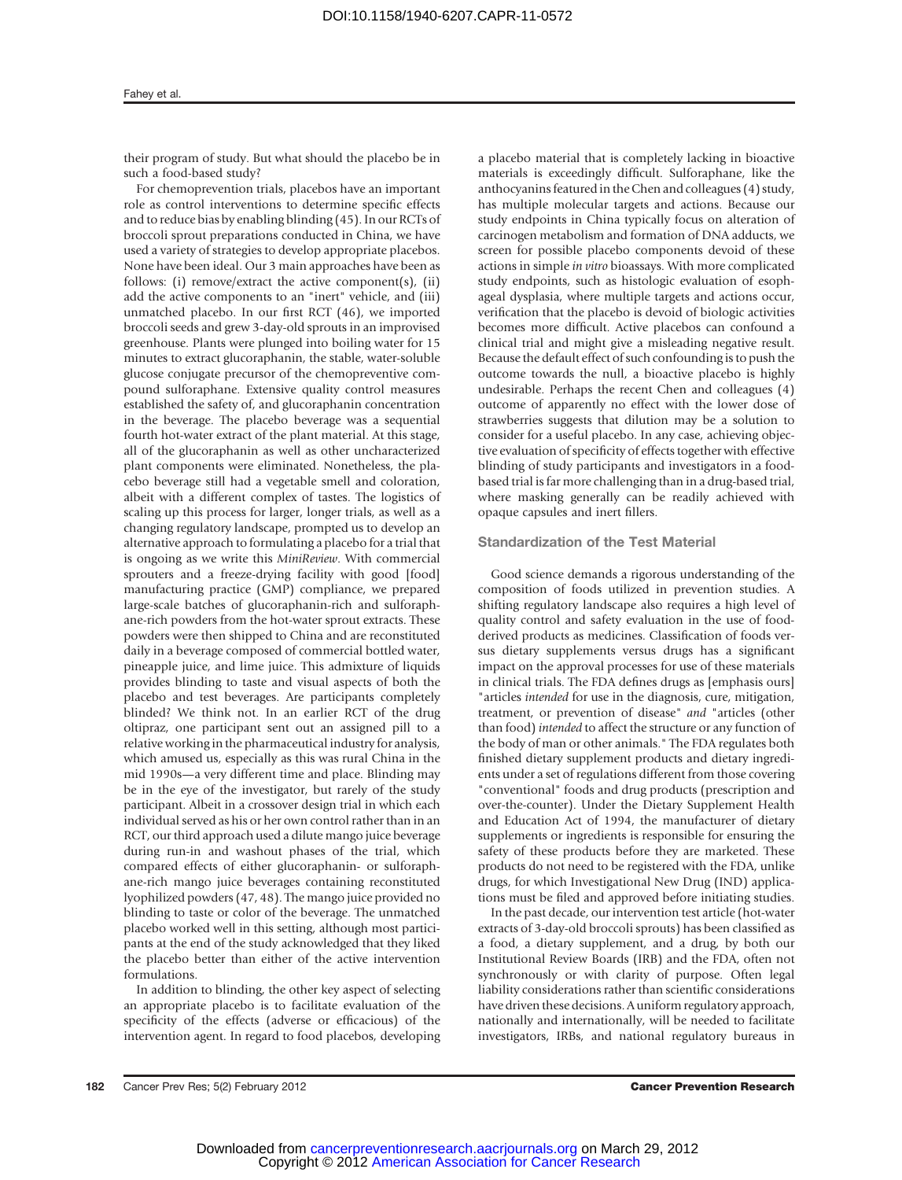their program of study. But what should the placebo be in such a food-based study?

For chemoprevention trials, placebos have an important role as control interventions to determine specific effects and to reduce bias by enabling blinding (45). In our RCTs of broccoli sprout preparations conducted in China, we have used a variety of strategies to develop appropriate placebos. None have been ideal. Our 3 main approaches have been as follows: (i) remove/extract the active component(s), (ii) add the active components to an "inert" vehicle, and (iii) unmatched placebo. In our first RCT (46), we imported broccoli seeds and grew 3-day-old sprouts in an improvised greenhouse. Plants were plunged into boiling water for 15 minutes to extract glucoraphanin, the stable, water-soluble glucose conjugate precursor of the chemopreventive compound sulforaphane. Extensive quality control measures established the safety of, and glucoraphanin concentration in the beverage. The placebo beverage was a sequential fourth hot-water extract of the plant material. At this stage, all of the glucoraphanin as well as other uncharacterized plant components were eliminated. Nonetheless, the placebo beverage still had a vegetable smell and coloration, albeit with a different complex of tastes. The logistics of scaling up this process for larger, longer trials, as well as a changing regulatory landscape, prompted us to develop an alternative approach to formulating a placebo for a trial that is ongoing as we write this *MiniReview*. With commercial sprouters and a freeze-drying facility with good [food] manufacturing practice (GMP) compliance, we prepared large-scale batches of glucoraphanin-rich and sulforaphane-rich powders from the hot-water sprout extracts. These powders were then shipped to China and are reconstituted daily in a beverage composed of commercial bottled water, pineapple juice, and lime juice. This admixture of liquids provides blinding to taste and visual aspects of both the placebo and test beverages. Are participants completely blinded? We think not. In an earlier RCT of the drug oltipraz, one participant sent out an assigned pill to a relative working in the pharmaceutical industry for analysis, which amused us, especially as this was rural China in the mid 1990s—a very different time and place. Blinding may be in the eye of the investigator, but rarely of the study participant. Albeit in a crossover design trial in which each individual served as his or her own control rather than in an RCT, our third approach used a dilute mango juice beverage during run-in and washout phases of the trial, which compared effects of either glucoraphanin- or sulforaphane-rich mango juice beverages containing reconstituted lyophilized powders (47, 48). The mango juice provided no blinding to taste or color of the beverage. The unmatched placebo worked well in this setting, although most participants at the end of the study acknowledged that they liked the placebo better than either of the active intervention formulations.

In addition to blinding, the other key aspect of selecting an appropriate placebo is to facilitate evaluation of the specificity of the effects (adverse or efficacious) of the intervention agent. In regard to food placebos, developing a placebo material that is completely lacking in bioactive materials is exceedingly difficult. Sulforaphane, like the anthocyanins featured in the Chen and colleagues (4) study, has multiple molecular targets and actions. Because our study endpoints in China typically focus on alteration of carcinogen metabolism and formation of DNA adducts, we screen for possible placebo components devoid of these actions in simple *in vitro* bioassays. With more complicated study endpoints, such as histologic evaluation of esophageal dysplasia, where multiple targets and actions occur, verification that the placebo is devoid of biologic activities becomes more difficult. Active placebos can confound a clinical trial and might give a misleading negative result. Because the default effect of such confounding is to push the outcome towards the null, a bioactive placebo is highly undesirable. Perhaps the recent Chen and colleagues (4) outcome of apparently no effect with the lower dose of strawberries suggests that dilution may be a solution to consider for a useful placebo. In any case, achieving objective evaluation of specificity of effects together with effective blinding of study participants and investigators in a food-based trial is far more challenging than in a drug-based trial, where masking generally can be readily achieved with opaque capsules and inert fillers.

## Standardization of the Test Material

Good science demands a rigorous understanding of the composition of foods utilized in prevention studies. A shifting regulatory landscape also requires a high level of quality control and safety evaluation in the use of food-derived products as medicines. Classification of foods versus dietary supplements versus drugs has a significant impact on the approval processes for use of these materials in clinical trials. The FDA defines drugs as [emphasis ours] "articles *intended* for use in the diagnosis, cure, mitigation, treatment, or prevention of disease" *and* "articles (other than food) *intended* to affect the structure or any function of the body of man or other animals." The FDA regulates both finished dietary supplement products and dietary ingredients under a set of regulations different from those covering "conventional" foods and drug products (prescription and over-the-counter). Under the Dietary Supplement Health and Education Act of 1994, the manufacturer of dietary supplements or ingredients is responsible for ensuring the safety of these products before they are marketed. These products do not need to be registered with the FDA, unlike drugs, for which Investigational New Drug (IND) applications must be filed and approved before initiating studies.

In the past decade, our intervention test article (hot-water extracts of 3-day-old broccoli sprouts) has been classified as a food, a dietary supplement, and a drug, by both our Institutional Review Boards (IRB) and the FDA, often not synchronously or with clarity of purpose. Often legal liability considerations rather than scientific considerations have driven these decisions. A uniform regulatory approach, nationally and internationally, will be needed to facilitate investigators, IRBs, and national regulatory bureaus in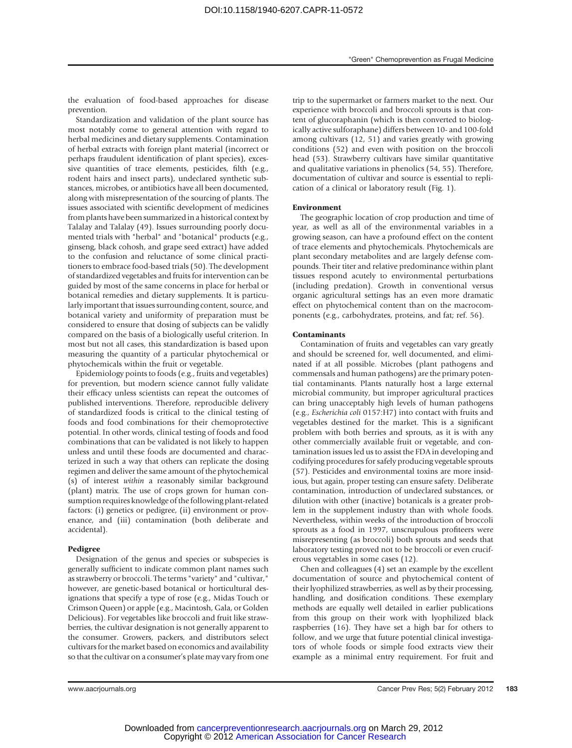the evaluation of food-based approaches for disease prevention.

Standardization and validation of the plant source has most notably come to general attention with regard to herbal medicines and dietary supplements. Contamination of herbal extracts with foreign plant material (incorrect or perhaps fraudulent identification of plant species), excessive quantities of trace elements, pesticides, filth (e.g., rodent hairs and insect parts), undeclared synthetic substances, microbes, or antibiotics have all been documented, along with misrepresentation of the sourcing of plants. The issues associated with scientific development of medicines from plants have been summarized in a historical context by Talalay and Talalay (49). Issues surrounding poorly documented trials with "herbal" and "botanical" products (e.g., ginseng, black cohosh, and grape seed extract) have added to the confusion and reluctance of some clinical practitioners to embrace food-based trials (50). The development of standardized vegetables and fruits for intervention can be guided by most of the same concerns in place for herbal or botanical remedies and dietary supplements. It is particularly important that issues surrounding content, source, and botanical variety and uniformity of preparation must be considered to ensure that dosing of subjects can be validly compared on the basis of a biologically useful criterion. In most but not all cases, this standardization is based upon measuring the quantity of a particular phytochemical or phytochemicals within the fruit or vegetable.

Epidemiology points to foods (e.g., fruits and vegetables) for prevention, but modern science cannot fully validate their efficacy unless scientists can repeat the outcomes of published interventions. Therefore, reproducible delivery of standardized foods is critical to the clinical testing of foods and food combinations for their chemoprotective potential. In other words, clinical testing of foods and food combinations that can be validated is not likely to happen unless and until these foods are documented and characterized in such a way that others can replicate the dosing regimen and deliver the same amount of the phytochemical (s) of interest *within* a reasonably similar background (plant) matrix. The use of crops grown for human consumption requires knowledge of the following plant-related factors: (i) genetics or pedigree, (ii) environment or provenance, and (iii) contamination (both deliberate and accidental).

**Pedigree**

Designation of the genus and species or subspecies is generally sufficient to indicate common plant names such as strawberry or broccoli. The terms "variety" and "cultivar," however, are genetic-based botanical or horticultural designations that specify a type of rose (e.g., Midas Touch or Crimson Queen) or apple (e.g., Macintosh, Gala, or Golden Delicious). For vegetables like broccoli and fruit like strawberries, the cultivar designation is not generally apparent to the consumer. Growers, packers, and distributors select cultivars for the market based on economics and availability so that the cultivar on a consumer's plate may vary from one trip to the supermarket or farmers market to the next. Our experience with broccoli and broccoli sprouts is that content of glucoraphanin (which is then converted to biologically active sulforaphane) differs between 10- and 100-fold among cultivars (12, 51) and varies greatly with growing conditions (52) and even with position on the broccoli head (53). Strawberry cultivars have similar quantitative and qualitative variations in phenolics (54, 55). Therefore, documentation of cultivar and source is essential to replication of a clinical or laboratory result (Fig. 1).

**Environment**

The geographic location of crop production and time of year, as well as all of the environmental variables in a growing season, can have a profound effect on the content of trace elements and phytochemicals. Phytochemicals are plant secondary metabolites and are largely defense compounds. Their titer and relative predominance within plant tissues respond acutely to environmental perturbations (including predation). Growth in conventional versus organic agricultural settings has an even more dramatic effect on phytochemical content than on the macrocomponents (e.g., carbohydrates, proteins, and fat; ref. 56).

**Contaminants**

Contamination of fruits and vegetables can vary greatly and should be screened for, well documented, and eliminated if at all possible. Microbes (plant pathogens and commensals and human pathogens) are the primary potential contaminants. Plants naturally host a large external microbial community, but improper agricultural practices can bring unacceptably high levels of human pathogens (e.g., *Escherichia coli* 0157:H7) into contact with fruits and vegetables destined for the market. This is a significant problem with both berries and sprouts, as it is with any other commercially available fruit or vegetable, and contamination issues led us to assist the FDA in developing and codifying procedures for safely producing vegetable sprouts (57). Pesticides and environmental toxins are more insidious, but again, proper testing can ensure safety. Deliberate contamination, introduction of undeclared substances, or dilution with other (inactive) botanicals is a greater problem in the supplement industry than with whole foods. Nevertheless, within weeks of the introduction of broccoli sprouts as a food in 1997, unscrupulous profiteers were misrepresenting (as broccoli) both sprouts and seeds that laboratory testing proved not to be broccoli or even cruciferous vegetables in some cases (12).

Chen and colleagues (4) set an example by the excellent documentation of source and phytochemical content of their lyophilized strawberries, as well as by their processing, handling, and dosification conditions. These exemplary methods are equally well detailed in earlier publications from this group on their work with lyophilized black raspberries (16). They have set a high bar for others to follow, and we urge that future potential clinical investigators of whole foods or simple food extracts view their example as a minimal entry requirement. For fruit and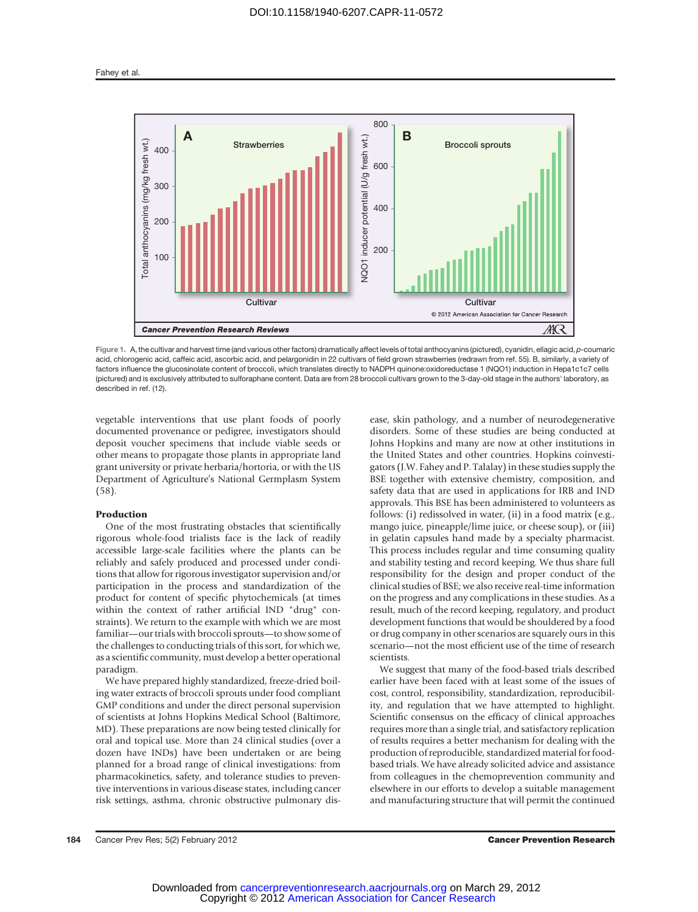A

Strawberries

Total anthocyanins (mg/kg fresh wt.)

400

300

200

100

Cultivar

B

Broccoli sprouts

NQO1 inducer potential (U/g fresh wt.)

800

600

400

200

Cultivar

© 2012 American Association for Cancer Research

Cancer Prevention Research Reviews

Figure 1. A, the cultivar and harvest time (and various other factors) dramatically affect levels of total anthocyanins (pictured), cyanidin, ellagic acid, *p*-coumaric acid, chlorogenic acid, caffeic acid, ascorbic acid, and pelargonidin in 22 cultivars of field grown strawberries (redrawn from ref. 55). B, similarly, a variety of factors influence the glucosinolate content of broccoli, which translates directly to NADPH quinone:oxidoreductase 1 (NQO1) induction in Hepa1c1c7 cells (pictured) and is exclusively attributed to sulforaphane content. Data are from 28 broccoli cultivars grown to the 3-day-old stage in the authors' laboratory, as described in ref. (12).

vegetable interventions that use plant foods of poorly documented provenance or pedigree, investigators should deposit voucher specimens that include viable seeds or other means to propagate those plants in appropriate land grant university or private herbaria/hortoria, or with the US Department of Agriculture's National Germplasm System (58).

### Production

One of the most frustrating obstacles that scientifically rigorous whole-food trialists face is the lack of readily accessible large-scale facilities where the plants can be reliably produced and processed under conditions that allow for rigorous investigator supervision and/or participation in the process and standardization of the product for content of specific phytochemicals (at times within the context of rather artificial IND "drug" constraints). We return to the example with which we are most familiar—our trials with broccoli sprouts—to show some of the challenges to conducting trials of this sort, for which we, as a scientific community, must develop a better operational paradigm.

We have prepared highly standardized, freeze-dried boiling water extracts of broccoli sprouts under food compliant GMP conditions and under the direct personal supervision of scientists at Johns Hopkins Medical School (Baltimore, MD). These preparations are now being tested clinically for oral and topical use. More than 24 clinical studies (over a dozen have INDs) have been undertaken or are being planned for a broad range of clinical investigations: from pharmacokinetics, safety, and tolerance studies to preventive interventions in various disease states, including cancer risk settings, asthma, chronic obstructive pulmonary disease, skin pathology, and a number of neurodegenerative disorders. Some of these studies are being conducted at Johns Hopkins and many are now at other institutions in the United States and other countries. Hopkins coinvestigators (J.W. Fahey and P. Talalay) in these studies supply the BSE together with extensive chemistry, composition, and safety data that are used in applications for IRB and IND approvals. This BSE has been administered to volunteers as follows: (i) redissolved in water, (ii) in a food matrix (e.g., mango juice, pineapple/lime juice, or cheese soup), or (iii) in gelatin capsules hand made by a specialty pharmacist. This process includes regular and time consuming quality and stability testing and record keeping. We thus share full responsibility for the design and proper conduct of the clinical studies of BSE; we also receive real-time information on the progress and any complications in these studies. As a result, much of the record keeping, regulatory, and product development functions that would be shouldered by a food or drug company in other scenarios are squarely ours in this scenario—not the most efficient use of the time of research scientists.

We suggest that many of the food-based trials described earlier have been faced with at least some of the issues of cost, control, responsibility, standardization, reproducibility, and regulation that we have attempted to highlight. Scientific consensus on the efficacy of clinical approaches requires more than a single trial, and satisfactory replication of results requires a better mechanism for dealing with the production of reproducible, standardized material for food-based trials. We have already solicited advice and assistance from colleagues in the chemoprevention community and elsewhere in our efforts to develop a suitable management and manufacturing structure that will permit the continued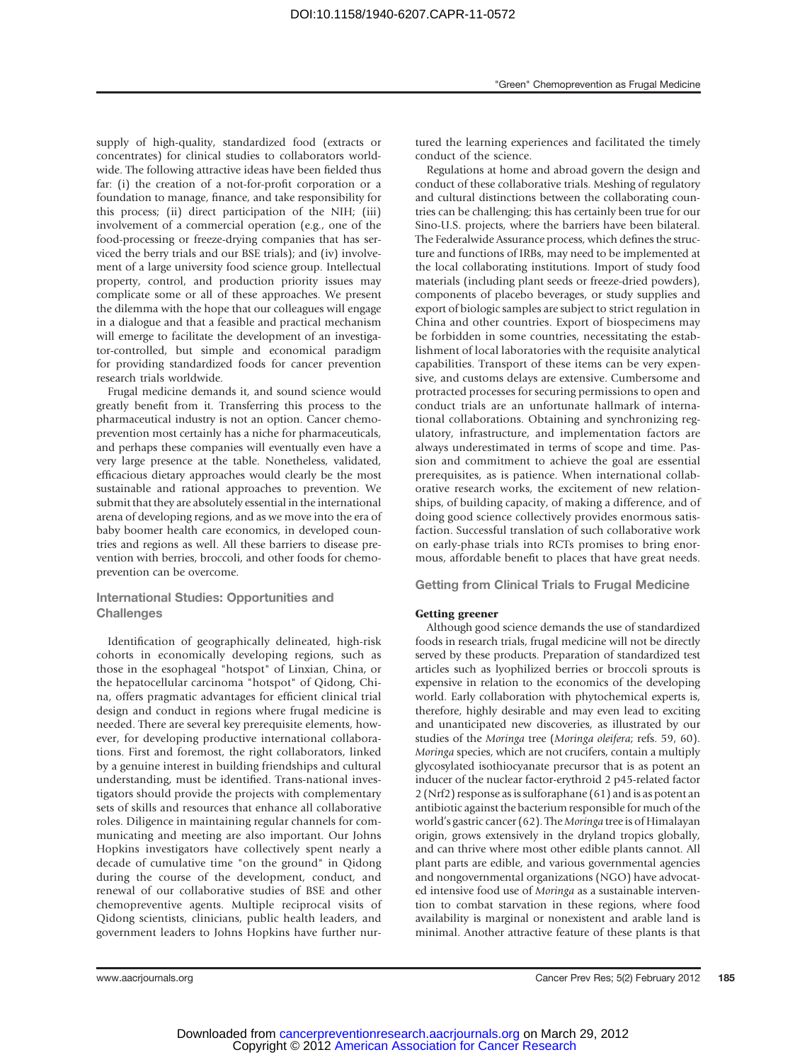supply of high-quality, standardized food (extracts or concentrates) for clinical studies to collaborators worldwide. The following attractive ideas have been fielded thus far: (i) the creation of a not-for-profit corporation or a foundation to manage, finance, and take responsibility for this process; (ii) direct participation of the NIH; (iii) involvement of a commercial operation (e.g., one of the food-processing or freeze-drying companies that has serviced the berry trials and our BSE trials); and (iv) involvement of a large university food science group. Intellectual property, control, and production priority issues may complicate some or all of these approaches. We present the dilemma with the hope that our colleagues will engage in a dialogue and that a feasible and practical mechanism will emerge to facilitate the development of an investigator-controlled, but simple and economical paradigm for providing standardized foods for cancer prevention research trials worldwide.

Frugal medicine demands it, and sound science would greatly benefit from it. Transferring this process to the pharmaceutical industry is not an option. Cancer chemoprevention most certainly has a niche for pharmaceuticals, and perhaps these companies will eventually even have a very large presence at the table. Nonetheless, validated, efficacious dietary approaches would clearly be the most sustainable and rational approaches to prevention. We submit that they are absolutely essential in the international arena of developing regions, and as we move into the era of baby boomer health care economics, in developed countries and regions as well. All these barriers to disease prevention with berries, broccoli, and other foods for chemoprevention can be overcome.

## International Studies: Opportunities and Challenges

Identification of geographically delineated, high-risk cohorts in economically developing regions, such as those in the esophageal "hotspot" of Linxian, China, or the hepatocellular carcinoma "hotspot" of Qidong, China, offers pragmatic advantages for efficient clinical trial design and conduct in regions where frugal medicine is needed. There are several key prerequisite elements, however, for developing productive international collaborations. First and foremost, the right collaborators, linked by a genuine interest in building friendships and cultural understanding, must be identified. Trans-national investigators should provide the projects with complementary sets of skills and resources that enhance all collaborative roles. Diligence in maintaining regular channels for communicating and meeting are also important. Our Johns Hopkins investigators have collectively spent nearly a decade of cumulative time "on the ground" in Qidong during the course of the development, conduct, and renewal of our collaborative studies of BSE and other chemopreventive agents. Multiple reciprocal visits of Qidong scientists, clinicians, public health leaders, and government leaders to Johns Hopkins have further nurtured the learning experiences and facilitated the timely conduct of the science.

Regulations at home and abroad govern the design and conduct of these collaborative trials. Meshing of regulatory and cultural distinctions between the collaborating countries can be challenging; this has certainly been true for our Sino-U.S. projects, where the barriers have been bilateral. The Federalwide Assurance process, which defines the structure and functions of IRBs, may need to be implemented at the local collaborating institutions. Import of study food materials (including plant seeds or freeze-dried powders), components of placebo beverages, or study supplies and export of biologic samples are subject to strict regulation in China and other countries. Export of biospecimens may be forbidden in some countries, necessitating the establishment of local laboratories with the requisite analytical capabilities. Transport of these items can be very expensive, and customs delays are extensive. Cumbersome and protracted processes for securing permissions to open and conduct trials are an unfortunate hallmark of international collaborations. Obtaining and synchronizing regulatory, infrastructure, and implementation factors are always underestimated in terms of scope and time. Passion and commitment to achieve the goal are essential prerequisites, as is patience. When international collaborative research works, the excitement of new relationships, of building capacity, of making a difference, and of doing good science collectively provides enormous satisfaction. Successful translation of such collaborative work on early-phase trials into RCTs promises to bring enormous, affordable benefit to places that have great needs.

## Getting from Clinical Trials to Frugal Medicine

### Getting greener

Although good science demands the use of standardized foods in research trials, frugal medicine will not be directly served by these products. Preparation of standardized test articles such as lyophilized berries or broccoli sprouts is expensive in relation to the economics of the developing world. Early collaboration with phytochemical experts is, therefore, highly desirable and may even lead to exciting and unanticipated new discoveries, as illustrated by our studies of the *Moringa* tree (*Moringa oleifera*; refs. 59, 60). *Moringa* species, which are not crucifers, contain a multiply glycosylated isothiocyanate precursor that is as potent an inducer of the nuclear factor-erythroid 2 p45-related factor 2 (Nrf2) response as is sulforaphane (61) and is as potent an antibiotic against the bacterium responsible for much of the world's gastric cancer (62). The *Moringa* tree is of Himalayan origin, grows extensively in the dryland tropics globally, and can thrive where most other edible plants cannot. All plant parts are edible, and various governmental agencies and nongovernmental organizations (NGO) have advocated intensive food use of *Moringa* as a sustainable intervention to combat starvation in these regions, where food availability is marginal or nonexistent and arable land is minimal. Another attractive feature of these plants is that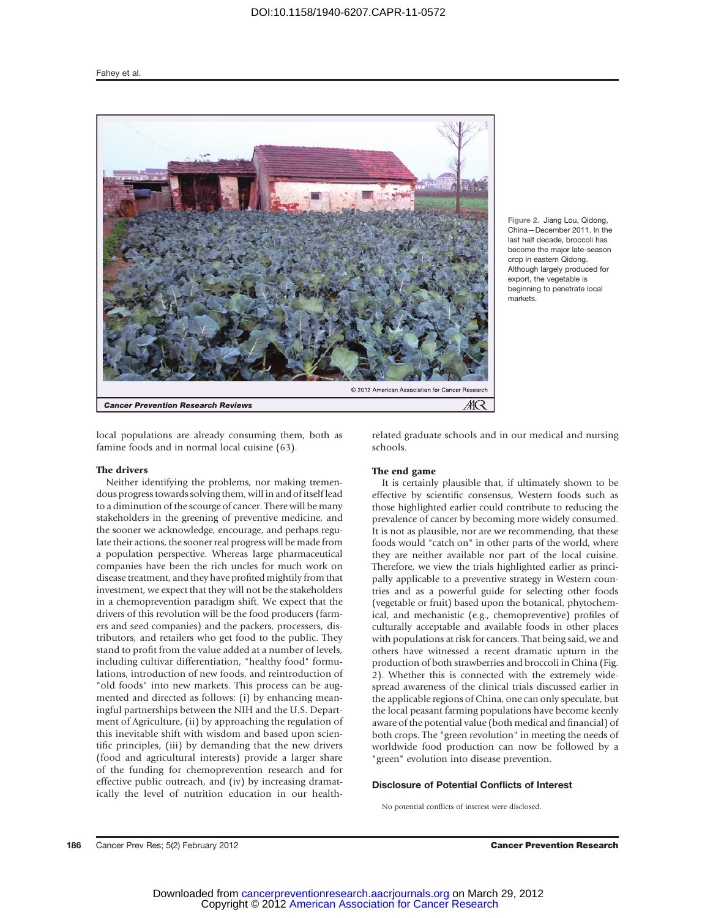Figure 2. Jiang Lou, Qidong, China—December 2011. In the last half decade, broccoli has become the major late-season crop in eastern Qidong. Although largely produced for export, the vegetable is beginning to penetrate local markets.

local populations are already consuming them, both as famine foods and in normal local cuisine (63).

### The drivers

Neither identifying the problems, nor making tremendous progress towards solving them, will in and of itself lead to a diminution of the scourge of cancer. There will be many stakeholders in the greening of preventive medicine, and the sooner we acknowledge, encourage, and perhaps regulate their actions, the sooner real progress will be made from a population perspective. Whereas large pharmaceutical companies have been the rich uncles for much work on disease treatment, and they have profited mightily from that investment, we expect that they will not be the stakeholders in a chemoprevention paradigm shift. We expect that the drivers of this revolution will be the food producers (farmers and seed companies) and the packers, processers, distributors, and retailers who get food to the public. They stand to profit from the value added at a number of levels, including cultivar differentiation, "healthy food" formulations, introduction of new foods, and reintroduction of "old foods" into new markets. This process can be augmented and directed as follows: (i) by enhancing meaningful partnerships between the NIH and the U.S. Department of Agriculture, (ii) by approaching the regulation of this inevitable shift with wisdom and based upon scientific principles, (iii) by demanding that the new drivers (food and agricultural interests) provide a larger share of the funding for chemoprevention research and for effective public outreach, and (iv) by increasing dramatically the level of nutrition education in our health-related graduate schools and in our medical and nursing schools.

### The end game

It is certainly plausible that, if ultimately shown to be effective by scientific consensus, Western foods such as those highlighted earlier could contribute to reducing the prevalence of cancer by becoming more widely consumed. It is not as plausible, nor are we recommending, that these foods would "catch on" in other parts of the world, where they are neither available nor part of the local cuisine. Therefore, we view the trials highlighted earlier as principally applicable to a preventive strategy in Western countries and as a powerful guide for selecting other foods (vegetable or fruit) based upon the botanical, phytochemical, and mechanistic (e.g., chemopreventive) profiles of culturally acceptable and available foods in other places with populations at risk for cancers. That being said, we and others have witnessed a recent dramatic upturn in the production of both strawberries and broccoli in China (Fig. 2). Whether this is connected with the extremely widespread awareness of the clinical trials discussed earlier in the applicable regions of China, one can only speculate, but the local peasant farming populations have become keenly aware of the potential value (both medical and financial) of both crops. The "green revolution" in meeting the needs of worldwide food production can now be followed by a "green" evolution into disease prevention.

## Disclosure of Potential Conflicts of Interest

No potential conflicts of interest were disclosed.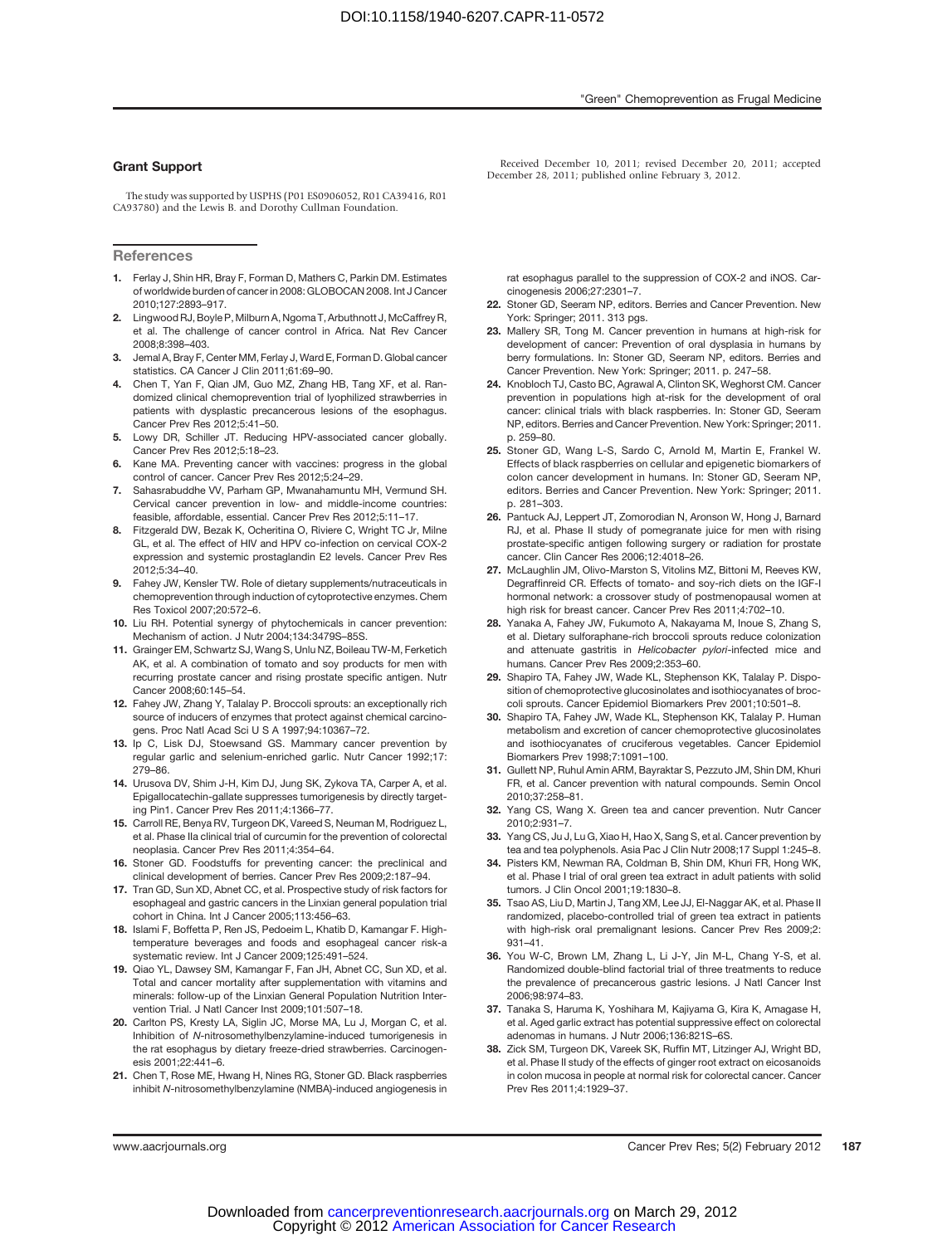## Grant Support

The study was supported by USPHS (P01 ES0906052, R01 CA39416, R01 CA93780) and the Lewis B. and Dorothy Cullman Foundation.

Received December 10, 2011; revised December 20, 2011; accepted December 28, 2011; published online February 3, 2012.

## References

1. Ferlay J, Shin HR, Bray F, Forman D, Mathers C, Parkin DM. Estimates of worldwide burden of cancer in 2008: GLOBOCAN 2008. Int J Cancer 2010;127:2893–917.
2. Lingwood RJ, Boyle P, Milburn A, Ngoma T, Arbuthnott J, McCaffrey R, et al. The challenge of cancer control in Africa. Nat Rev Cancer 2008;8:398–403.
3. Jemal A, Bray F, Center MM, Ferlay J, Ward E, Forman D. Global cancer statistics. CA Cancer J Clin 2011;61:69–90.
4. Chen T, Yan F, Qian JM, Guo MZ, Zhang HB, Tang XF, et al. Randomized clinical chemoprevention trial of lyophilized strawberries in patients with dysplastic precancerous lesions of the esophagus. Cancer Prev Res 2012;5:41–50.
5. Lowy DR, Schiller JT. Reducing HPV-associated cancer globally. Cancer Prev Res 2012;5:18–23.
6. Kane MA. Preventing cancer with vaccines: progress in the global control of cancer. Cancer Prev Res 2012;5:24–29.
7. Sahasrabuddhe VV, Parham GP, Mwanahamuntu MH, Vermund SH. Cervical cancer prevention in low- and middle-income countries: feasible, affordable, essential. Cancer Prev Res 2012;5:11–17.
8. Fitzgerald DW, Bezak K, Ocheritina O, Riviere C, Wright TC Jr, Milne GL, et al. The effect of HIV and HPV co-infection on cervical COX-2 expression and systemic prostaglandin E2 levels. Cancer Prev Res 2012;5:34–40.
9. Fahey JW, Kensler TW. Role of dietary supplements/nutraceuticals in chemoprevention through induction of cytoprotective enzymes. Chem Res Toxicol 2007;20:572–6.
10. Liu RH. Potential synergy of phytochemicals in cancer prevention: Mechanism of action. J Nutr 2004;134:3479S–85S.
11. Grainger EM, Schwartz SJ, Wang S, Unlu NZ, Boileau TW-M, Ferketich AK, et al. A combination of tomato and soy products for men with recurring prostate cancer and rising prostate specific antigen. Nutr Cancer 2008;60:145–54.
12. Fahey JW, Zhang Y, Talalay P. Broccoli sprouts: an exceptionally rich source of inducers of enzymes that protect against chemical carcinogens. Proc Natl Acad Sci U S A 1997;94:10367–72.
13. Ip C, Lisk DJ, Stoewsand GS. Mammary cancer prevention by regular garlic and selenium-enriched garlic. Nutr Cancer 1992;17:279–86.
14. Urusova DV, Shim J-H, Kim DJ, Jung SK, Zykova TA, Carper A, et al. Epigallocatechin-gallate suppresses tumorigenesis by directly targeting Pin1. Cancer Prev Res 2011;4:1366–77.
15. Carroll RE, Benya RV, Turgeon DK, Vareed S, Neuman M, Rodriguez L, et al. Phase IIa clinical trial of curcumin for the prevention of colorectal neoplasia. Cancer Prev Res 2011;4:354–64.
16. Stoner GD. Foodstuffs for preventing cancer: the preclinical and clinical development of berries. Cancer Prev Res 2009;2:187–94.
17. Tran GD, Sun XD, Abnet CC, et al. Prospective study of risk factors for esophageal and gastric cancers in the Linxian general population trial cohort in China. Int J Cancer 2005;113:456–63.
18. Islami F, Boffetta P, Ren JS, Pedoeim L, Khatib D, Kamangar F. High-temperature beverages and foods and esophageal cancer risk-a systematic review. Int J Cancer 2009;125:491–524.
19. Qiao YL, Dawsey SM, Kamangar F, Fan JH, Abnet CC, Sun XD, et al. Total and cancer mortality after supplementation with vitamins and minerals: follow-up of the Linxian General Population Nutrition Intervention Trial. J Natl Cancer Inst 2009;101:507–18.
20. Carlton PS, Kresty LA, Siglin JC, Morse MA, Lu J, Morgan C, et al. Inhibition of *N*-nitrosomethylbenzylamine-induced tumorigenesis in the rat esophagus by dietary freeze-dried strawberries. Carcinogenesis 2001;22:441–6.
21. Chen T, Rose ME, Hwang H, Nines RG, Stoner GD. Black raspberries inhibit *N*-nitrosomethylbenzylamine (NMBA)-induced angiogenesis in rat esophagus parallel to the suppression of COX-2 and iNOS. Carcinogenesis 2006;27:2301–7.
22. Stoner GD, Seeram NP, editors. Berries and Cancer Prevention. New York: Springer; 2011. 313 pgs.
23. Mallery SR, Tong M. Cancer prevention in humans at high-risk for development of cancer: Prevention of oral dysplasia in humans by berry formulations. In: Stoner GD, Seeram NP, editors. Berries and Cancer Prevention. New York: Springer; 2011. p. 247–58.
24. Knobloch TJ, Casto BC, Agrawal A, Clinton SK, Weghorst CM. Cancer prevention in populations high at-risk for the development of oral cancer: clinical trials with black raspberries. In: Stoner GD, Seeram NP, editors. Berries and Cancer Prevention. New York: Springer; 2011. p. 259–80.
25. Stoner GD, Wang L-S, Sardo C, Arnold M, Martin E, Frankel W. Effects of black raspberries on cellular and epigenetic biomarkers of colon cancer development in humans. In: Stoner GD, Seeram NP, editors. Berries and Cancer Prevention. New York: Springer; 2011. p. 281–303.
26. Pantuck AJ, Leppert JT, Zomorodian N, Aronson W, Hong J, Barnard RJ, et al. Phase II study of pomegranate juice for men with rising prostate-specific antigen following surgery or radiation for prostate cancer. Clin Cancer Res 2006;12:4018–26.
27. McLaughlin JM, Olivo-Marston S, Vitolins MZ, Bittoni M, Reeves KW, Degraffinreid CR. Effects of tomato- and soy-rich diets on the IGF-I hormonal network: a crossover study of postmenopausal women at high risk for breast cancer. Cancer Prev Res 2011;4:702–10.
28. Yanaka A, Fahey JW, Fukumoto A, Nakayama M, Inoue S, Zhang S, et al. Dietary sulforaphane-rich broccoli sprouts reduce colonization and attenuate gastritis in *Helicobacter pylori*-infected mice and humans. Cancer Prev Res 2009;2:353–60.
29. Shapiro TA, Fahey JW, Wade KL, Stephenson KK, Talalay P. Disposition of chemoprotective glucosinolates and isothiocyanates of broccoli sprouts. Cancer Epidemiol Biomarkers Prev 2001;10:501–8.
30. Shapiro TA, Fahey JW, Wade KL, Stephenson KK, Talalay P. Human metabolism and excretion of cancer chemoprotective glucosinolates and isothiocyanates of cruciferous vegetables. Cancer Epidemiol Biomarkers Prev 1998;7:1091–100.
31. Gullett NP, Ruhul Amin ARM, Bayraktar S, Pezzuto JM, Shin DM, Khuri FR, et al. Cancer prevention with natural compounds. Semin Oncol 2010;37:258–81.
32. Yang CS, Wang X. Green tea and cancer prevention. Nutr Cancer 2010;2:931–7.
33. Yang CS, Ju J, Lu G, Xiao H, Hao X, Sang S, et al. Cancer prevention by tea and tea polyphenols. Asia Pac J Clin Nutr 2008;17 Suppl 1:245–8.
34. Pisters KM, Newman RA, Coldman B, Shin DM, Khuri FR, Hong WK, et al. Phase I trial of oral green tea extract in adult patients with solid tumors. J Clin Oncol 2001;19:1830–8.
35. Tsao AS, Liu D, Martin J, Tang XM, Lee JJ, El-Naggar AK, et al. Phase II randomized, placebo-controlled trial of green tea extract in patients with high-risk oral premalignant lesions. Cancer Prev Res 2009;2:931–41.
36. You W-C, Brown LM, Zhang L, Li J-Y, Jin M-L, Chang Y-S, et al. Randomized double-blind factorial trial of three treatments to reduce the prevalence of precancerous gastric lesions. J Natl Cancer Inst 2006;98:974–83.
37. Tanaka S, Haruma K, Yoshihara M, Kajiyama G, Kira K, Amagase H, et al. Aged garlic extract has potential suppressive effect on colorectal adenomas in humans. J Nutr 2006;136:821S–6S.
38. Zick SM, Turgeon DK, Vareek SK, Ruffin MT, Litzinger AJ, Wright BD, et al. Phase II study of the effects of ginger root extract on eicosanoids in colon mucosa in people at normal risk for colorectal cancer. Cancer Prev Res 2011;4:1929–37.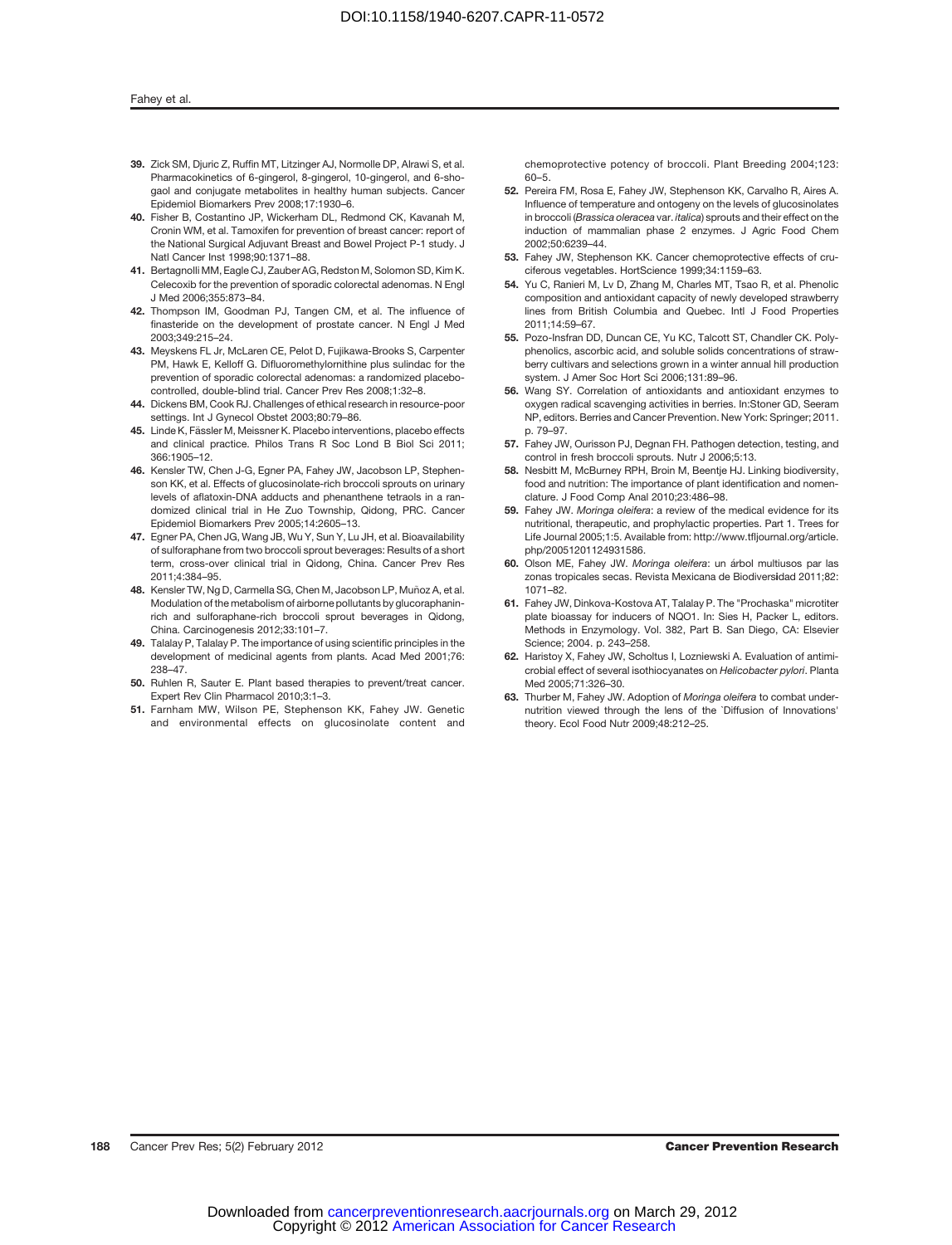39. Zick SM, Djuric Z, Ruffin MT, Litzinger AJ, Normolle DP, Alrawi S, et al. Pharmacokinetics of 6-gingerol, 8-gingerol, 10-gingerol, and 6-shogaol and conjugate metabolites in healthy human subjects. Cancer Epidemiol Biomarkers Prev 2008;17:1930–6.
40. Fisher B, Costantino JP, Wickerham DL, Redmond CK, Kavanah M, Cronin WM, et al. Tamoxifen for prevention of breast cancer: report of the National Surgical Adjuvant Breast and Bowel Project P-1 study. J Natl Cancer Inst 1998;90:1371–88.
41. Bertagnolli MM, Eagle CJ, Zauber AG, Redston M, Solomon SD, Kim K. Celecoxib for the prevention of sporadic colorectal adenomas. N Engl J Med 2006;355:873–84.
42. Thompson IM, Goodman PJ, Tangen CM, et al. The influence of finasteride on the development of prostate cancer. N Engl J Med 2003;349:215–24.
43. Meyskens FL Jr, McLaren CE, Pelot D, Fujikawa-Brooks S, Carpenter PM, Hawk E, Kelloff G. Difluoromethylornithine plus sulindac for the prevention of sporadic colorectal adenomas: a randomized placebo-controlled, double-blind trial. Cancer Prev Res 2008;1:32–8.
44. Dickens BM, Cook RJ. Challenges of ethical research in resource-poor settings. Int J Gynecol Obstet 2003;80:79–86.
45. Linde K, Fässler M, Meissner K. Placebo interventions, placebo effects and clinical practice. Philos Trans R Soc Lond B Biol Sci 2011; 366:1905–12.
46. Kensler TW, Chen J-G, Egner PA, Fahey JW, Jacobson LP, Stephenson KK, et al. Effects of glucosinolate-rich broccoli sprouts on urinary levels of aflatoxin-DNA adducts and phenanthene tetraols in a randomized clinical trial in He Zuo Township, Qidong, PRC. Cancer Epidemiol Biomarkers Prev 2005;14:2605–13.
47. Egner PA, Chen JG, Wang JB, Wu Y, Sun Y, Lu JH, et al. Bioavailability of sulforaphane from two broccoli sprout beverages: Results of a short term, cross-over clinical trial in Qidong, China. Cancer Prev Res 2011;4:384–95.
48. Kensler TW, Ng D, Carmella SG, Chen M, Jacobson LP, Muñoz A, et al. Modulation of the metabolism of airborne pollutants by glucoraphanin-rich and sulforaphane-rich broccoli sprout beverages in Qidong, China. Carcinogenesis 2012;33:101–7.
49. Talalay P, Talalay P. The importance of using scientific principles in the development of medicinal agents from plants. Acad Med 2001;76: 238–47.
50. Ruhlen R, Sauter E. Plant based therapies to prevent/treat cancer. Expert Rev Clin Pharmacol 2010;3:1–3.
51. Farnham MW, Wilson PE, Stephenson KK, Fahey JW. Genetic and environmental effects on glucosinolate content and chemoprotective potency of broccoli. Plant Breeding 2004;123: 60–5.
52. Pereira FM, Rosa E, Fahey JW, Stephenson KK, Carvalho R, Aires A. Influence of temperature and ontogeny on the levels of glucosinolates in broccoli (*Brassica oleracea* var. *italica*) sprouts and their effect on the induction of mammalian phase 2 enzymes. J Agric Food Chem 2002;50:6239–44.
53. Fahey JW, Stephenson KK. Cancer chemoprotective effects of cruciferous vegetables. HortScience 1999;34:1159–63.
54. Yu C, Ranieri M, Lv D, Zhang M, Charles MT, Tsao R, et al. Phenolic composition and antioxidant capacity of newly developed strawberry lines from British Columbia and Quebec. Intl J Food Properties 2011;14:59–67.
55. Pozo-Insfran DD, Duncan CE, Yu KC, Talcott ST, Chandler CK. Polyphenolics, ascorbic acid, and soluble solids concentrations of strawberry cultivars and selections grown in a winter annual hill production system. J Amer Soc Hort Sci 2006;131:89–96.
56. Wang SY. Correlation of antioxidants and antioxidant enzymes to oxygen radical scavenging activities in berries. In:Stoner GD, Seeram NP, editors. Berries and Cancer Prevention. New York: Springer; 2011. p. 79–97.
57. Fahey JW, Ourisson PJ, Degnan FH. Pathogen detection, testing, and control in fresh broccoli sprouts. Nutr J 2006;5:13.
58. Nesbitt M, McBurney RPH, Broin M, Beentje HJ. Linking biodiversity, food and nutrition: The importance of plant identification and nomenclature. J Food Comp Anal 2010;23:486–98.
59. Fahey JW. *Moringa oleifera*: a review of the medical evidence for its nutritional, therapeutic, and prophylactic properties. Part 1. Trees for Life Journal 2005;1:5. Available from: http://www.tfljournal.org/article.php/20051201124931586.
60. Olson ME, Fahey JW. *Moringa oleifera*: un árbol multiusos par las zonas tropicales secas. Revista Mexicana de Biodiversidad 2011;82: 1071–82.
61. Fahey JW, Dinkova-Kostova AT, Talalay P. The "Prochaska" microtiter plate bioassay for inducers of NQO1. In: Sies H, Packer L, editors. Methods in Enzymology. Vol. 382, Part B. San Diego, CA: Elsevier Science; 2004. p. 243–258.
62. Haristoy X, Fahey JW, Scholtus I, Lozniewski A. Evaluation of antimicrobial effect of several isothiocyanates on *Helicobacter pylori*. Planta Med 2005;71:326–30.
63. Thurber M, Fahey JW. Adoption of *Moringa oleifera* to combat undernutrition viewed through the lens of the `Diffusion of Innovations' theory. Ecol Food Nutr 2009;48:212–25.